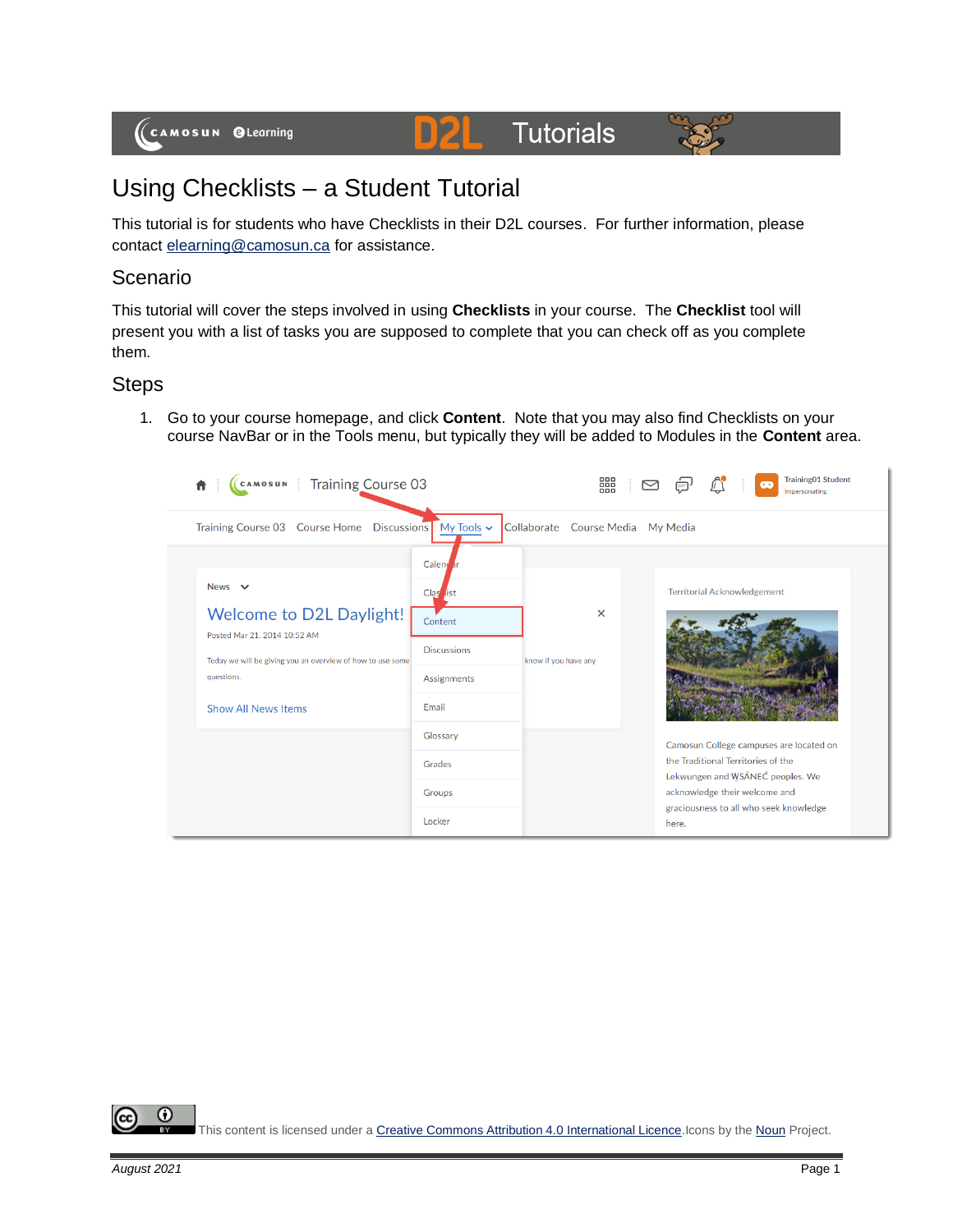# Using Checklists – a Student Tutorial

This tutorial is for students who have Checklists in their D2L courses. For further information, please contact elearning@camosun.ca for assistance.

## Scenario

This tutorial will cover the steps involved in using **Checklists** in your course. The **Checklist** tool will present you with a list of tasks you are supposed to complete that you can check off as you complete them.

## Steps

1. Go to your course homepage, and click **Content**. Note that you may also find Checklists on your course NavBar or in the Tools menu, but typically they will be added to Modules in the **Content** area.

This content is licensed under a Creative Commons Attribution 4.0 International Licence. Icons by the Noun Project.

*August 2021*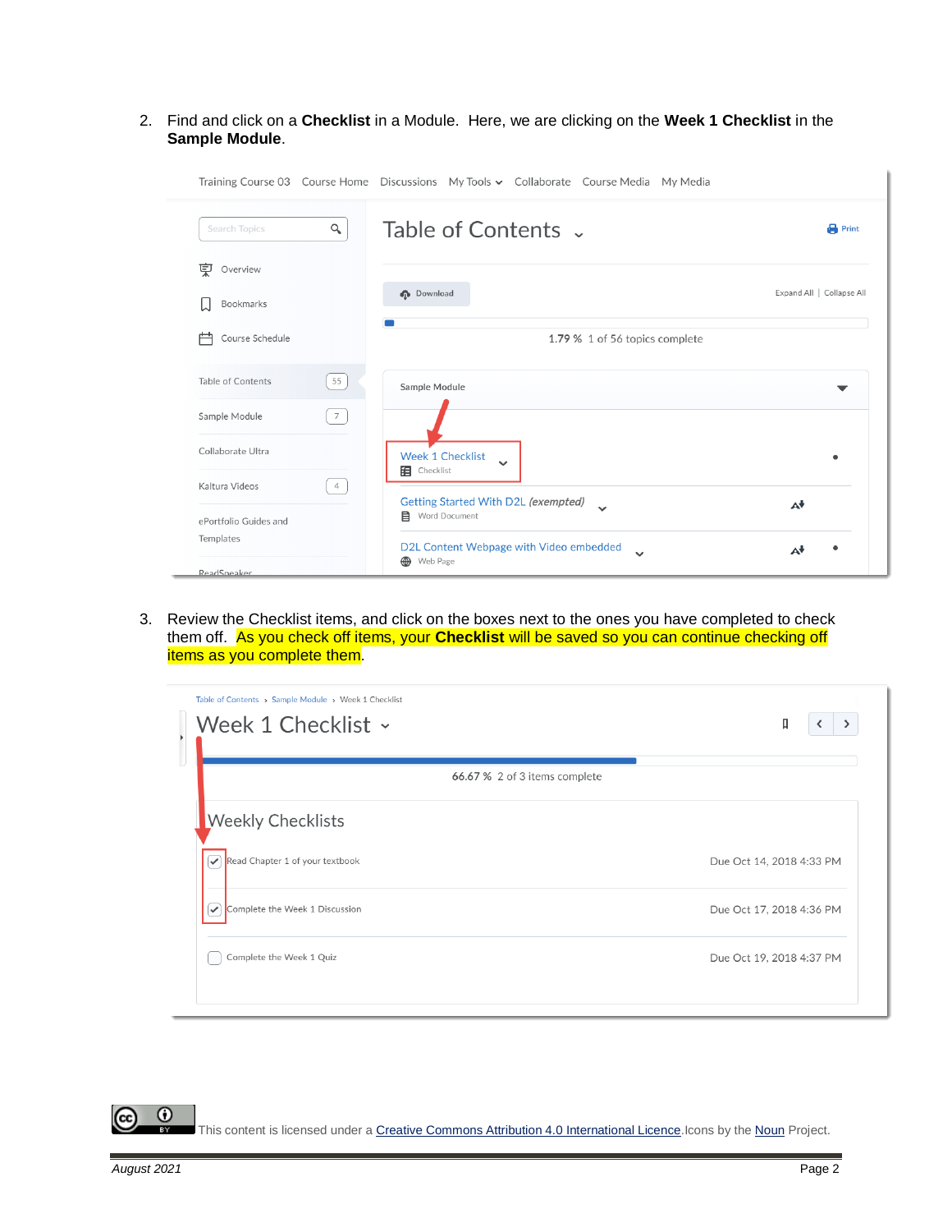2. Find and click on a **Checklist** in a Module. Here, we are clicking on the **Week 1 Checklist** in the **Sample Module**.

3. Review the Checklist items, and click on the boxes next to the ones you have completed to check them off. As you check off items, your **Checklist** will be saved so you can continue checking off items as you complete them.

This content is licensed under a Creative Commons Attribution 4.0 International Licence. Icons by the Noun Project.

*August 2021*